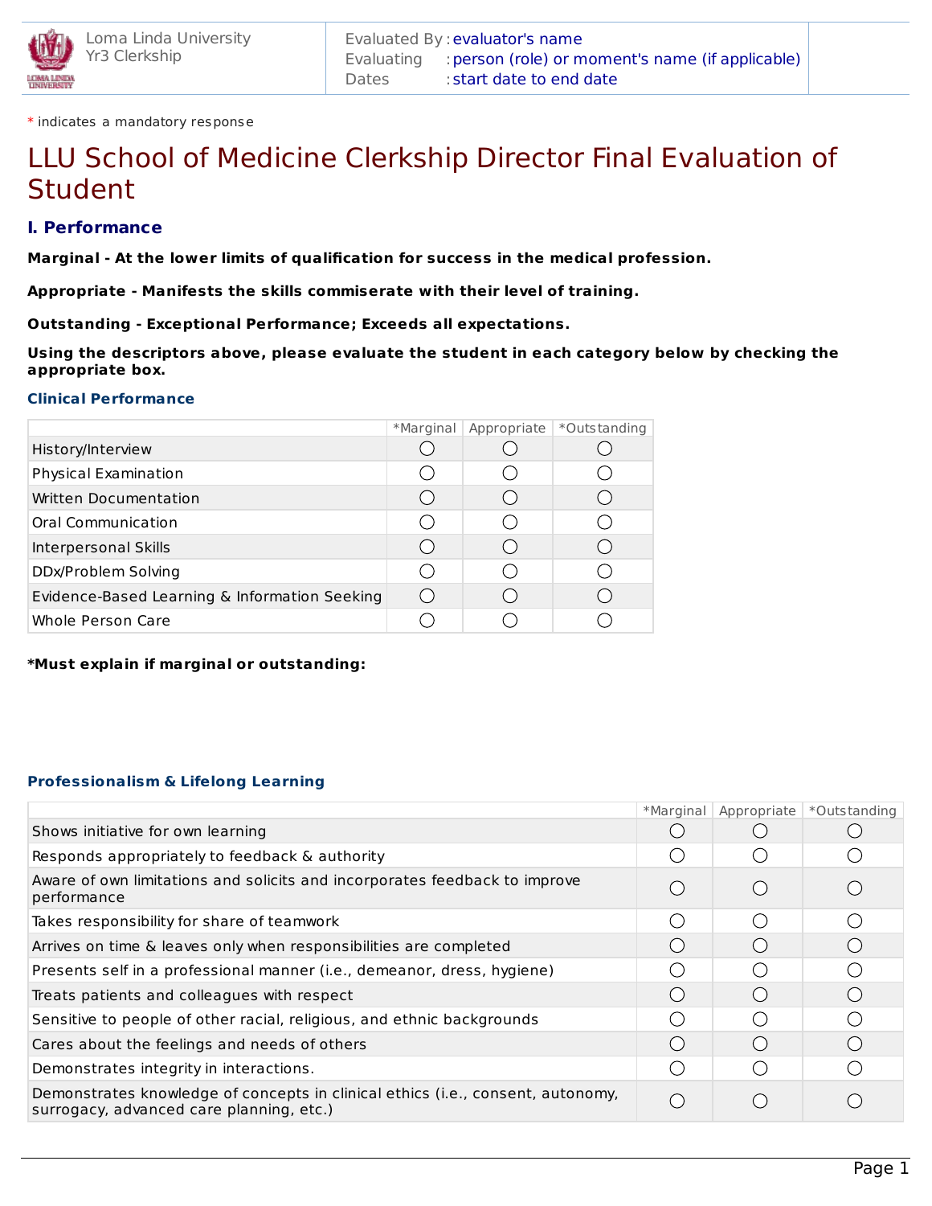Loma Linda University
Yr3 Clerkship

Evaluated By : evaluator's name
Evaluating : person (role) or moment's name (if applicable)
Dates : start date to end date

* indicates a mandatory response

# LLU School of Medicine Clerkship Director Final Evaluation of Student

## I. Performance

**Marginal - At the lower limits of qualification for success in the medical profession.**

**Appropriate - Manifests the skills commiserate with their level of training.**

**Outstanding - Exceptional Performance; Exceeds all expectations.**

**Using the descriptors above, please evaluate the student in each category below by checking the appropriate box.**

### Clinical Performance

| | *Marginal | Appropriate | *Outstanding |
|---|---|---|---|
| History/Interview | ◯ | ◯ | ◯ |
| Physical Examination | ◯ | ◯ | ◯ |
| Written Documentation | ◯ | ◯ | ◯ |
| Oral Communication | ◯ | ◯ | ◯ |
| Interpersonal Skills | ◯ | ◯ | ◯ |
| DDx/Problem Solving | ◯ | ◯ | ◯ |
| Evidence-Based Learning & Information Seeking | ◯ | ◯ | ◯ |
| Whole Person Care | ◯ | ◯ | ◯ |

**\*Must explain if marginal or outstanding:**

### Professionalism & Lifelong Learning

| | *Marginal | Appropriate | *Outstanding |
|---|---|---|---|
| Shows initiative for own learning | ◯ | ◯ | ◯ |
| Responds appropriately to feedback & authority | ◯ | ◯ | ◯ |
| Aware of own limitations and solicits and incorporates feedback to improve performance | ◯ | ◯ | ◯ |
| Takes responsibility for share of teamwork | ◯ | ◯ | ◯ |
| Arrives on time & leaves only when responsibilities are completed | ◯ | ◯ | ◯ |
| Presents self in a professional manner (i.e., demeanor, dress, hygiene) | ◯ | ◯ | ◯ |
| Treats patients and colleagues with respect | ◯ | ◯ | ◯ |
| Sensitive to people of other racial, religious, and ethnic backgrounds | ◯ | ◯ | ◯ |
| Cares about the feelings and needs of others | ◯ | ◯ | ◯ |
| Demonstrates integrity in interactions. | ◯ | ◯ | ◯ |
| Demonstrates knowledge of concepts in clinical ethics (i.e., consent, autonomy, surrogacy, advanced care planning, etc.) | ◯ | ◯ | ◯ |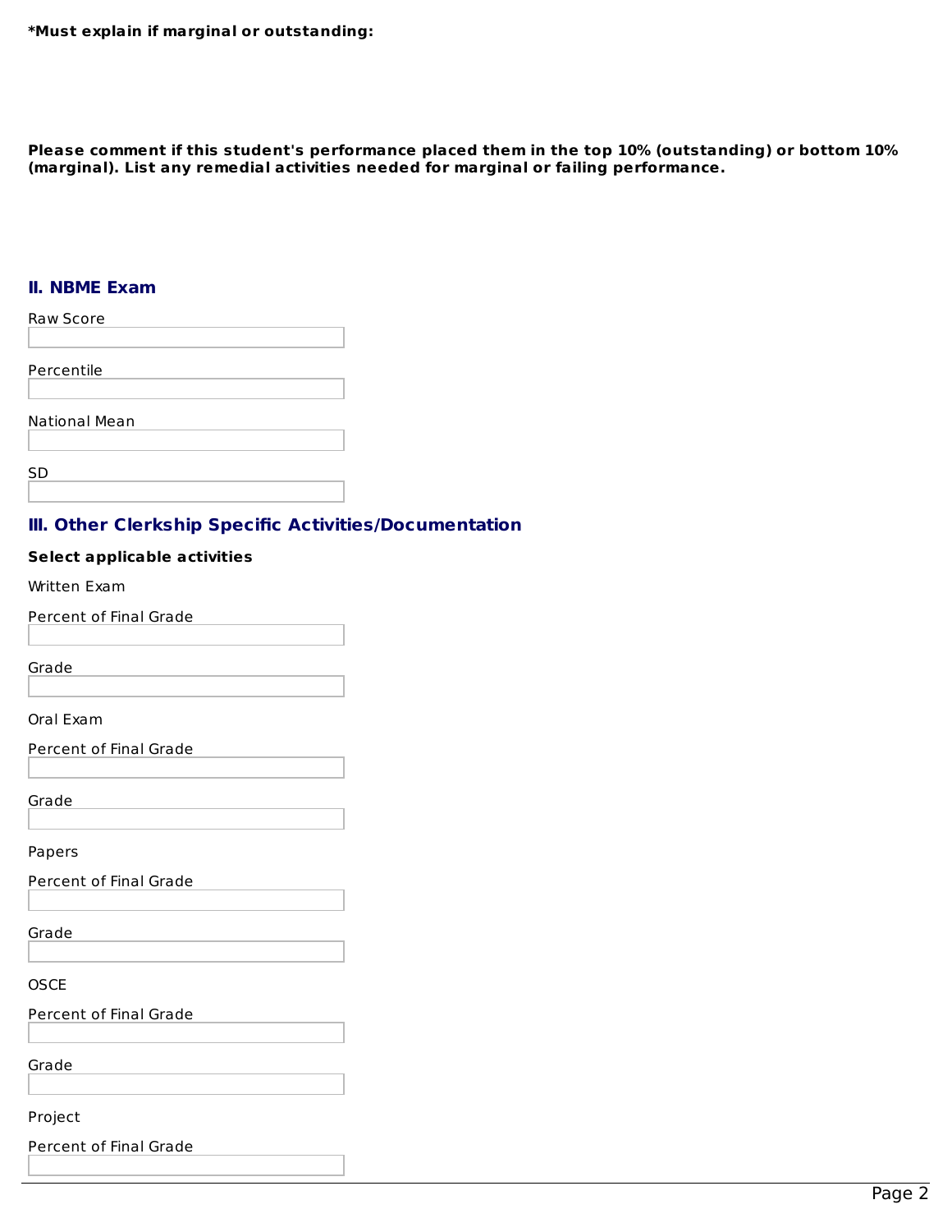**\*Must explain if marginal or outstanding:**

**Please comment if this student's performance placed them in the top 10% (outstanding) or bottom 10% (marginal). List any remedial activities needed for marginal or failing performance.**

## II. NBME Exam

Raw Score

Percentile

National Mean

SD

## III. Other Clerkship Specific Activities/Documentation

**Select applicable activities**

Written Exam

Percent of Final Grade

Grade

Oral Exam

Percent of Final Grade

Grade

Papers

Percent of Final Grade

Grade

OSCE

Percent of Final Grade

Grade

Project

Percent of Final Grade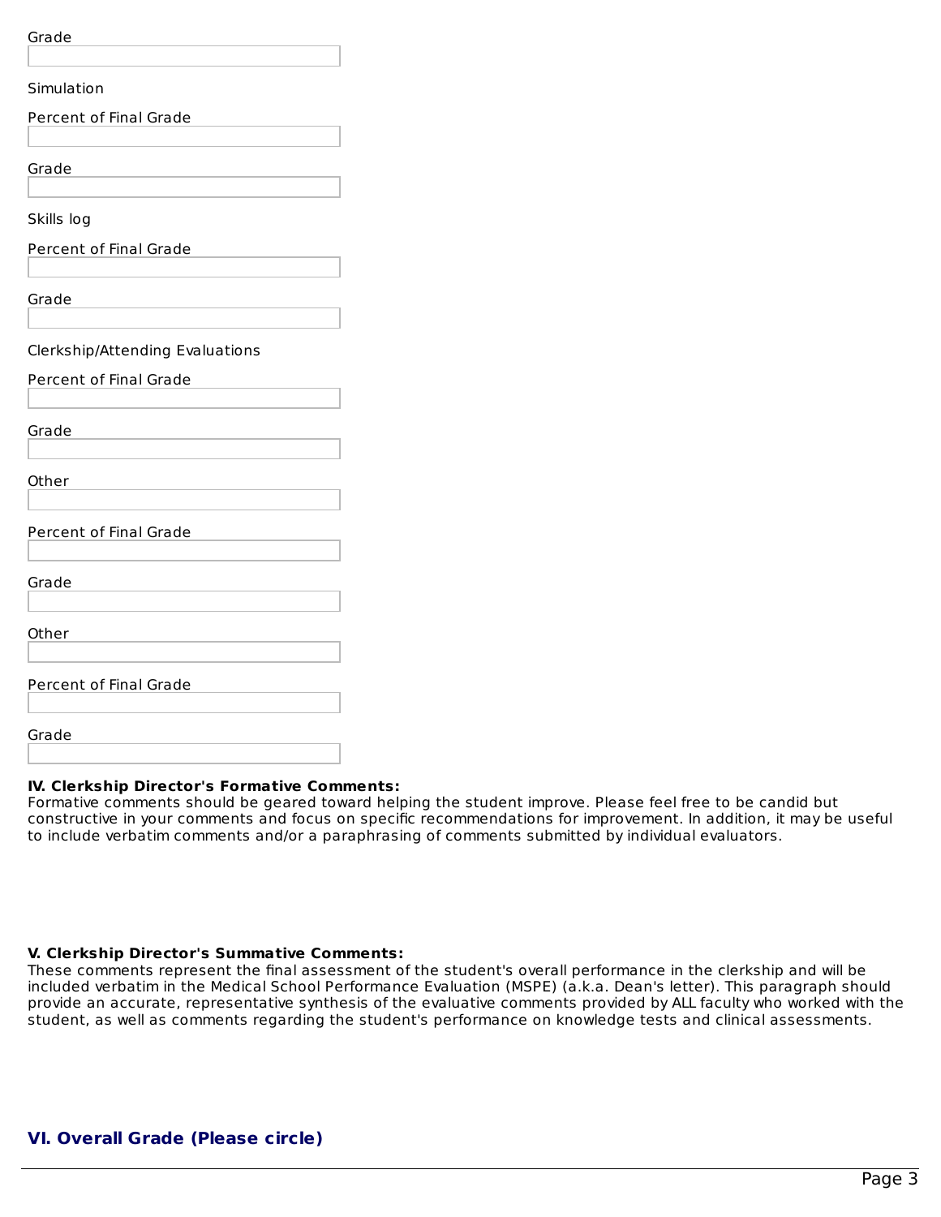Grade

Simulation

Percent of Final Grade

Grade

Skills log

Percent of Final Grade

Grade

Clerkship/Attending Evaluations

Percent of Final Grade

Grade

Other

Percent of Final Grade

Grade

Other

Percent of Final Grade

Grade

**IV. Clerkship Director's Formative Comments:**
Formative comments should be geared toward helping the student improve. Please feel free to be candid but constructive in your comments and focus on specific recommendations for improvement. In addition, it may be useful to include verbatim comments and/or a paraphrasing of comments submitted by individual evaluators.

**V. Clerkship Director's Summative Comments:**
These comments represent the final assessment of the student's overall performance in the clerkship and will be included verbatim in the Medical School Performance Evaluation (MSPE) (a.k.a. Dean's letter). This paragraph should provide an accurate, representative synthesis of the evaluative comments provided by ALL faculty who worked with the student, as well as comments regarding the student's performance on knowledge tests and clinical assessments.

### VI. Overall Grade (Please circle)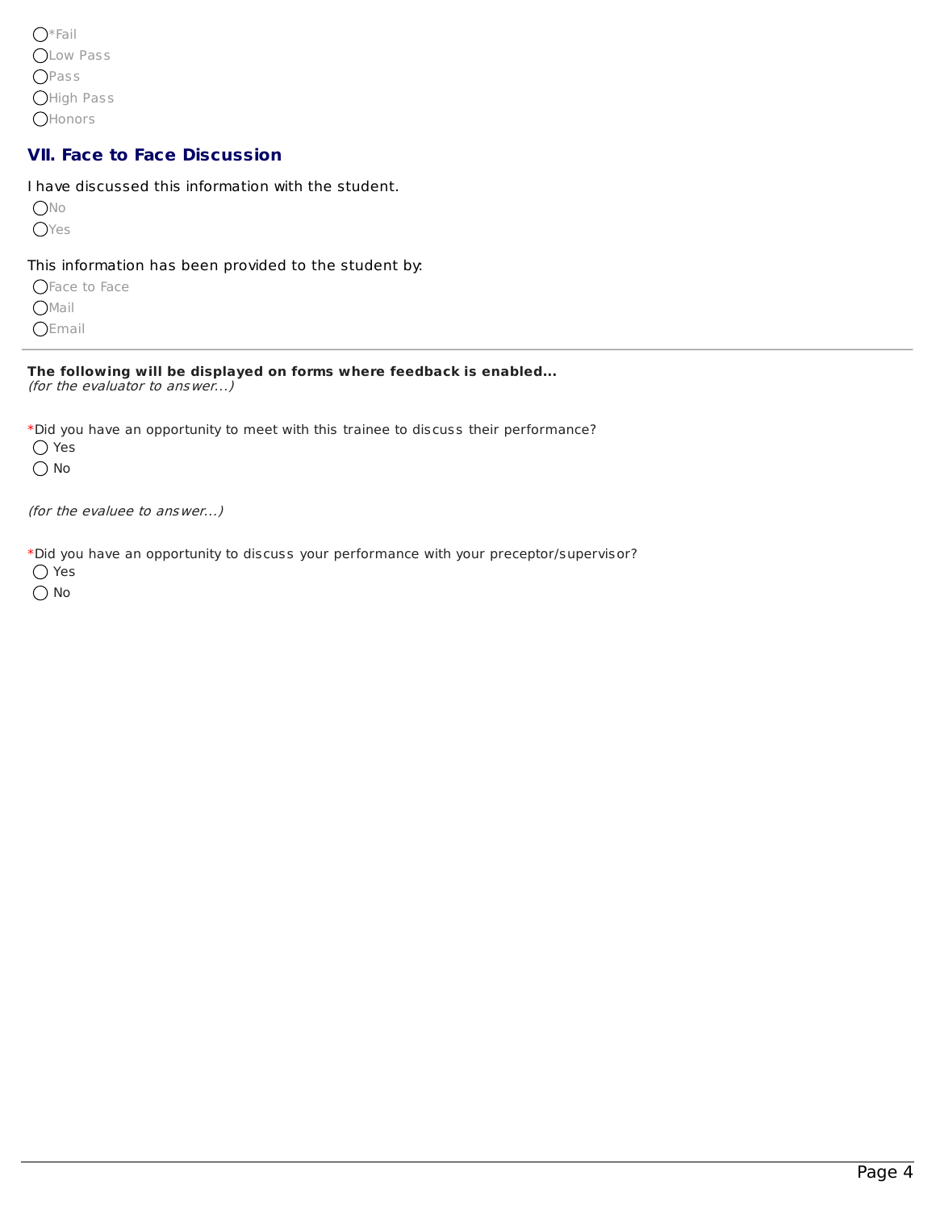- ◯ *Fail
- ◯ Low Pass
- ◯ Pass
- ◯ High Pass
- ◯ Honors

## VII. Face to Face Discussion

I have discussed this information with the student.

- ◯ No
- ◯ Yes

This information has been provided to the student by:

- ◯ Face to Face
- ◯ Mail
- ◯ Email

---

**The following will be displayed on forms where feedback is enabled...**
*(for the evaluator to answer...)*

*Did you have an opportunity to meet with this trainee to discuss their performance?

- ◯ Yes
- ◯ No

*(for the evaluee to answer...)*

*Did you have an opportunity to discuss your performance with your preceptor/supervisor?

- ◯ Yes
- ◯ No